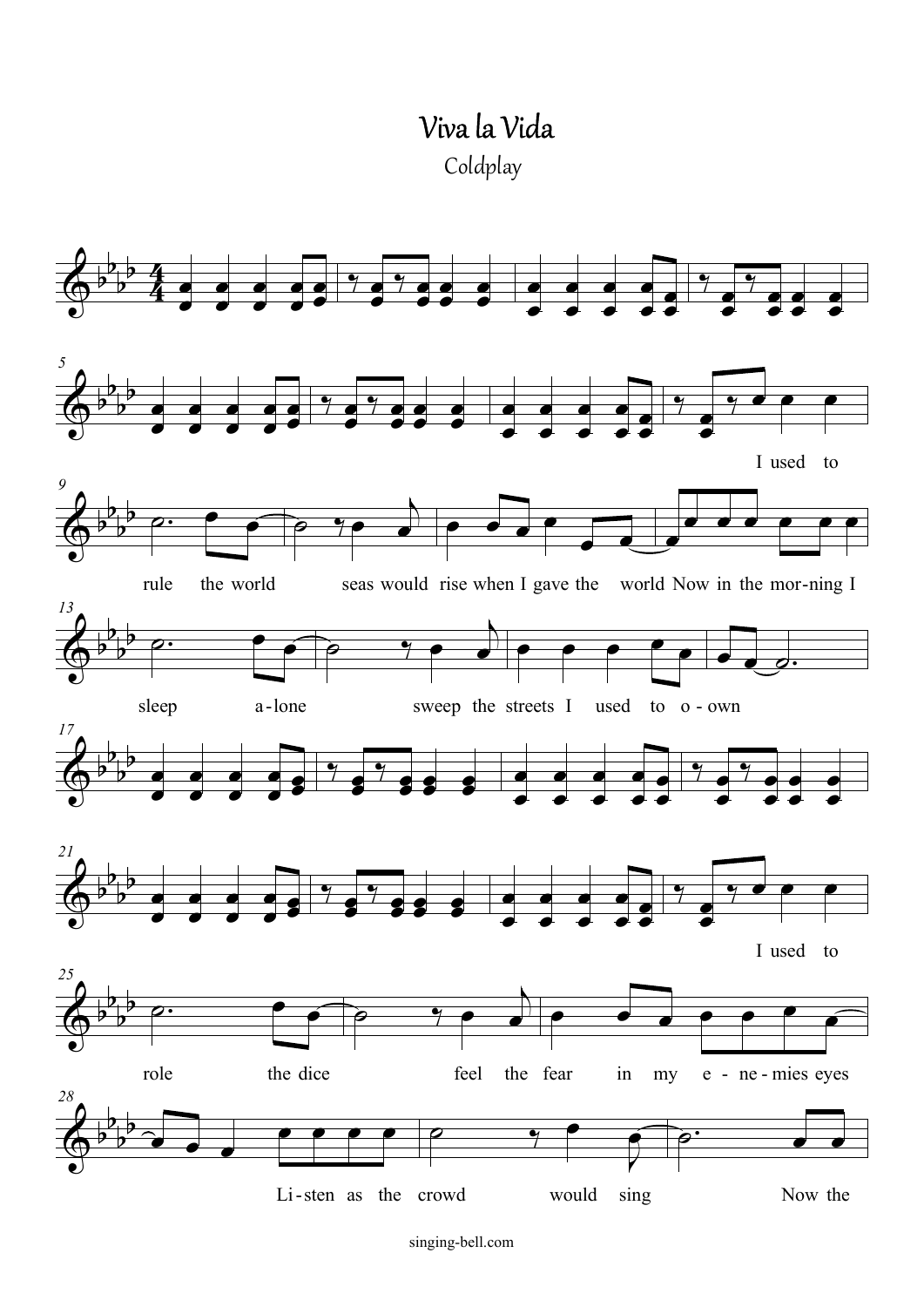# Viva la Vida

Coldplay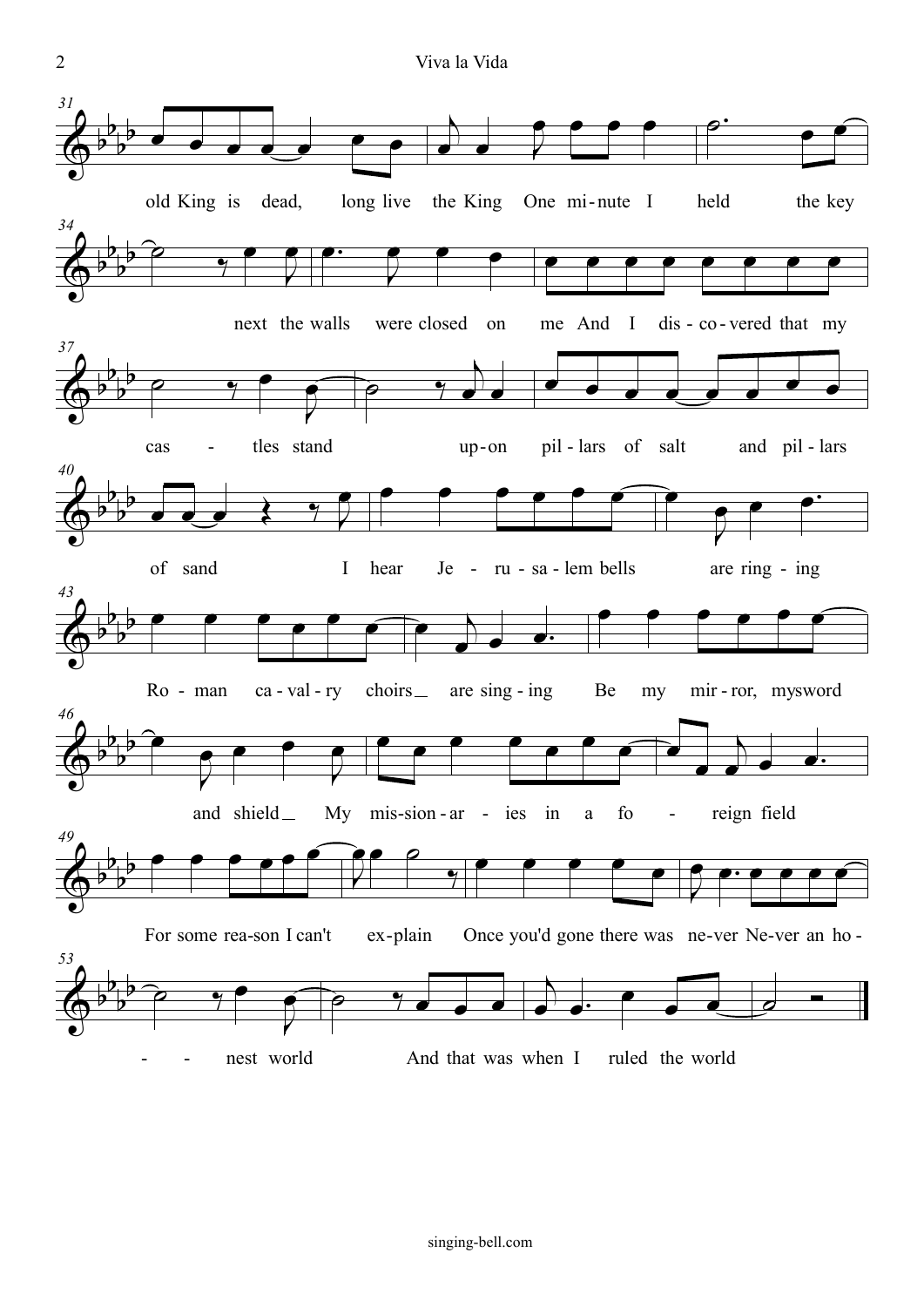old King is dead, long live the King One mi-nute I held the key

next the walls were closed on me And I dis-co-vered that my

cas - tles stand up-on pil-lars of salt and pil-lars

of sand I hear Je - ru-sa-lem bells are ring-ing

Ro - man ca-val-ry choirs_ are sing-ing Be my mir-ror, mysword

and shield_ My mis-sion-ar - ies in a fo - reign field

For some rea-son I can't ex-plain Once you'd gone there was ne-ver Ne-ver an ho -

- - nest world And that was when I ruled the world